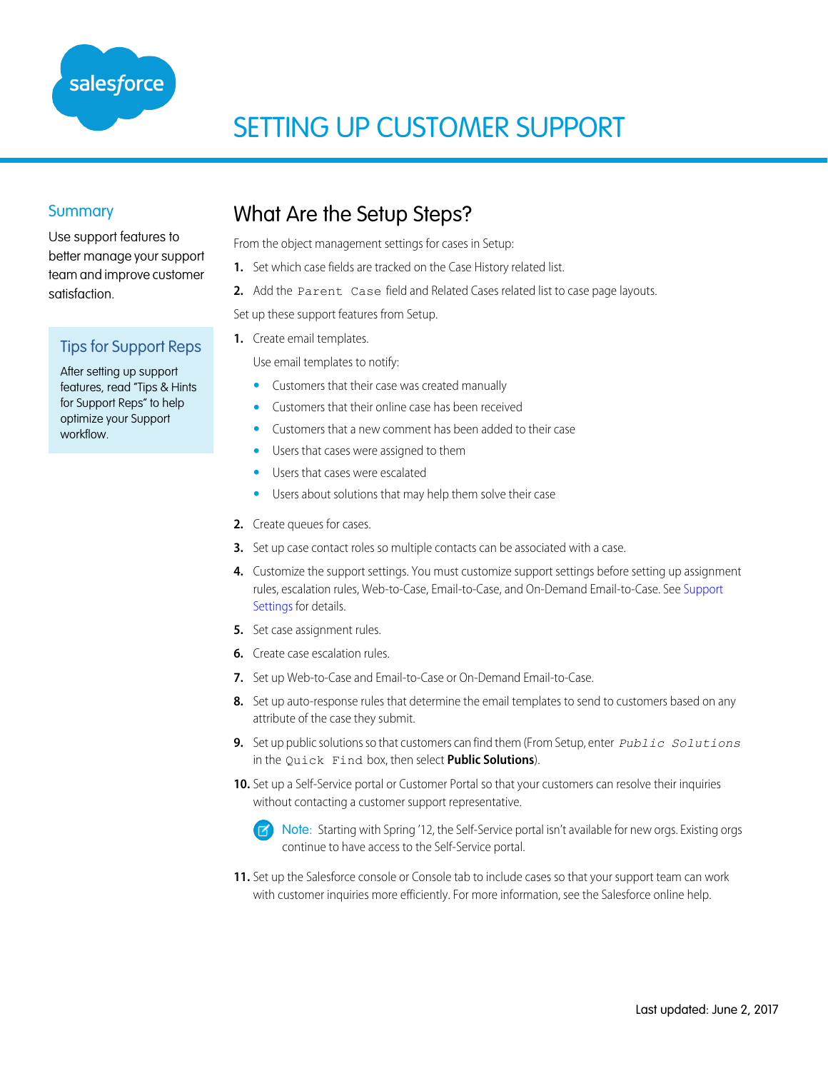# SETTING UP CUSTOMER SUPPORT

## Summary

Use support features to better manage your support team and improve customer satisfaction.

### Tips for Support Reps

After setting up support features, read "Tips & Hints for Support Reps" to help optimize your Support workflow.

## What Are the Setup Steps?

From the object management settings for cases in Setup:

1. Set which case fields are tracked on the Case History related list.
2. Add the `Parent Case` field and Related Cases related list to case page layouts.

Set up these support features from Setup.

1. Create email templates.

   Use email templates to notify:

   - Customers that their case was created manually
   - Customers that their online case has been received
   - Customers that a new comment has been added to their case
   - Users that cases were assigned to them
   - Users that cases were escalated
   - Users about solutions that may help them solve their case

2. Create queues for cases.
3. Set up case contact roles so multiple contacts can be associated with a case.
4. Customize the support settings. You must customize support settings before setting up assignment rules, escalation rules, Web-to-Case, Email-to-Case, and On-Demand Email-to-Case. See Support Settings for details.
5. Set case assignment rules.
6. Create case escalation rules.
7. Set up Web-to-Case and Email-to-Case or On-Demand Email-to-Case.
8. Set up auto-response rules that determine the email templates to send to customers based on any attribute of the case they submit.
9. Set up public solutions so that customers can find them (From Setup, enter *`Public Solutions`* in the `Quick Find` box, then select **Public Solutions**).
10. Set up a Self-Service portal or Customer Portal so that your customers can resolve their inquiries without contacting a customer support representative.

    > Note: Starting with Spring '12, the Self-Service portal isn't available for new orgs. Existing orgs continue to have access to the Self-Service portal.

11. Set up the Salesforce console or Console tab to include cases so that your support team can work with customer inquiries more efficiently. For more information, see the Salesforce online help.

Last updated: June 2, 2017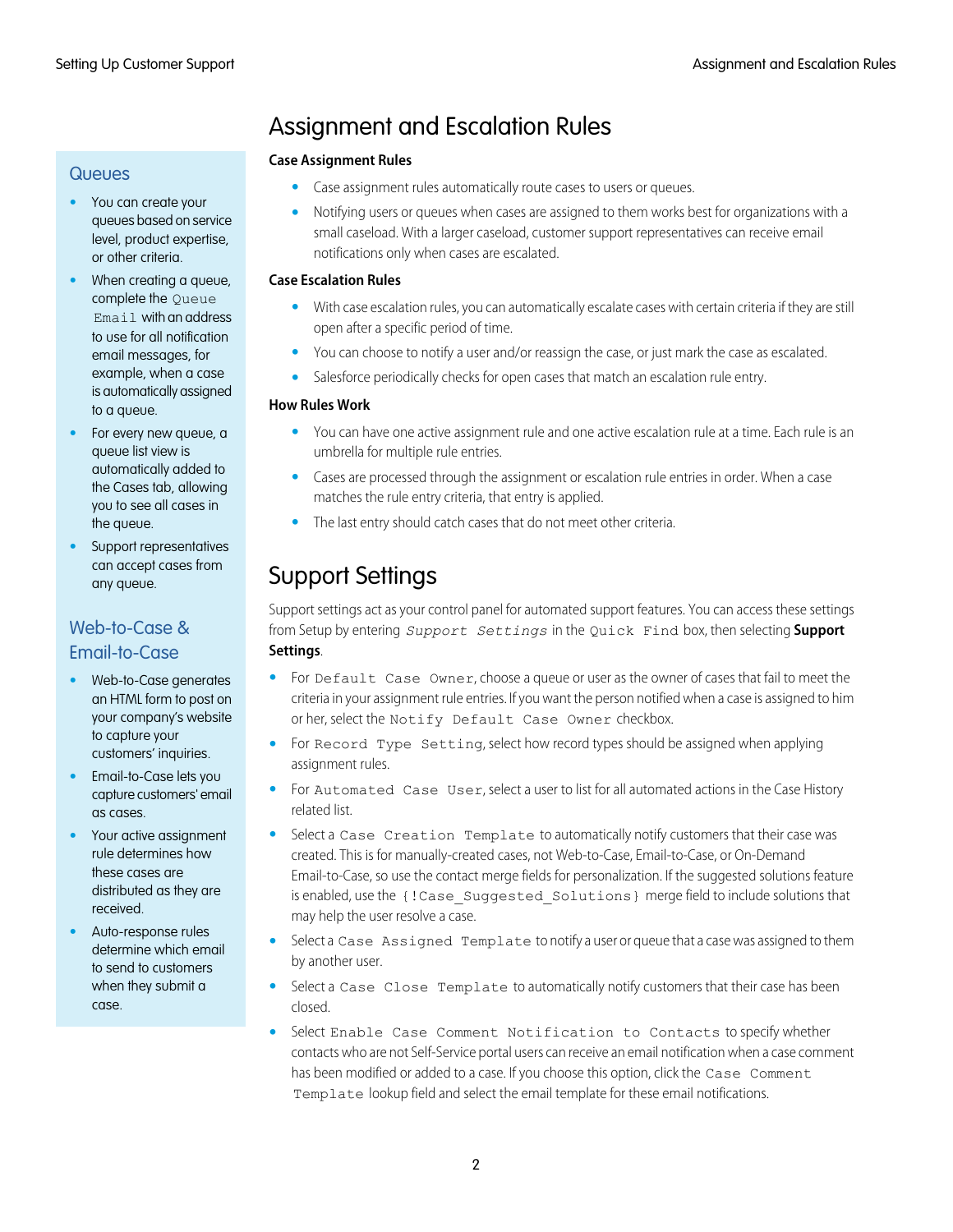# Assignment and Escalation Rules

**Case Assignment Rules**

- Case assignment rules automatically route cases to users or queues.
- Notifying users or queues when cases are assigned to them works best for organizations with a small caseload. With a larger caseload, customer support representatives can receive email notifications only when cases are escalated.

**Case Escalation Rules**

- With case escalation rules, you can automatically escalate cases with certain criteria if they are still open after a specific period of time.
- You can choose to notify a user and/or reassign the case, or just mark the case as escalated.
- Salesforce periodically checks for open cases that match an escalation rule entry.

**How Rules Work**

- You can have one active assignment rule and one active escalation rule at a time. Each rule is an umbrella for multiple rule entries.
- Cases are processed through the assignment or escalation rule entries in order. When a case matches the rule entry criteria, that entry is applied.
- The last entry should catch cases that do not meet other criteria.

## Queues

- You can create your queues based on service level, product expertise, or other criteria.
- When creating a queue, complete the `Queue Email` with an address to use for all notification email messages, for example, when a case is automatically assigned to a queue.
- For every new queue, a queue list view is automatically added to the Cases tab, allowing you to see all cases in the queue.
- Support representatives can accept cases from any queue.

## Web-to-Case & Email-to-Case

- Web-to-Case generates an HTML form to post on your company's website to capture your customers' inquiries.
- Email-to-Case lets you capture customers' email as cases.
- Your active assignment rule determines how these cases are distributed as they are received.
- Auto-response rules determine which email to send to customers when they submit a case.

# Support Settings

Support settings act as your control panel for automated support features. You can access these settings from Setup by entering *Support Settings* in the `Quick Find` box, then selecting **Support Settings**.

- For `Default Case Owner`, choose a queue or user as the owner of cases that fail to meet the criteria in your assignment rule entries. If you want the person notified when a case is assigned to him or her, select the `Notify Default Case Owner` checkbox.
- For `Record Type Setting`, select how record types should be assigned when applying assignment rules.
- For `Automated Case User`, select a user to list for all automated actions in the Case History related list.
- Select a `Case Creation Template` to automatically notify customers that their case was created. This is for manually-created cases, not Web-to-Case, Email-to-Case, or On-Demand Email-to-Case, so use the contact merge fields for personalization. If the suggested solutions feature is enabled, use the `{!Case_Suggested_Solutions}` merge field to include solutions that may help the user resolve a case.
- Select a `Case Assigned Template` to notify a user or queue that a case was assigned to them by another user.
- Select a `Case Close Template` to automatically notify customers that their case has been closed.
- Select `Enable Case Comment Notification to Contacts` to specify whether contacts who are not Self-Service portal users can receive an email notification when a case comment has been modified or added to a case. If you choose this option, click the `Case Comment Template` lookup field and select the email template for these email notifications.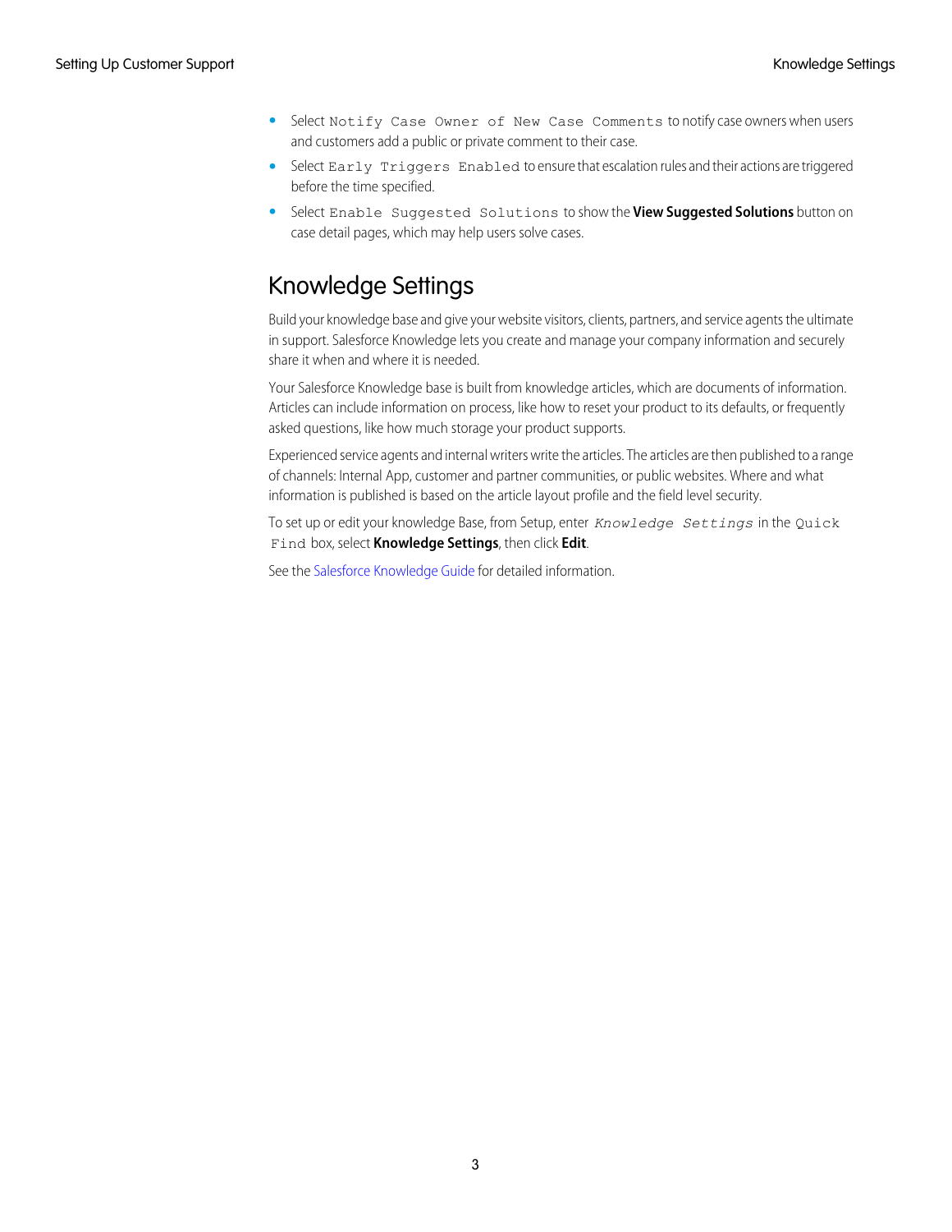- Select `Notify Case Owner of New Case Comments` to notify case owners when users and customers add a public or private comment to their case.
- Select `Early Triggers Enabled` to ensure that escalation rules and their actions are triggered before the time specified.
- Select `Enable Suggested Solutions` to show the **View Suggested Solutions** button on case detail pages, which may help users solve cases.

## Knowledge Settings

Build your knowledge base and give your website visitors, clients, partners, and service agents the ultimate in support. Salesforce Knowledge lets you create and manage your company information and securely share it when and where it is needed.

Your Salesforce Knowledge base is built from knowledge articles, which are documents of information. Articles can include information on process, like how to reset your product to its defaults, or frequently asked questions, like how much storage your product supports.

Experienced service agents and internal writers write the articles. The articles are then published to a range of channels: Internal App, customer and partner communities, or public websites. Where and what information is published is based on the article layout profile and the field level security.

To set up or edit your knowledge Base, from Setup, enter *`Knowledge Settings`* in the `Quick Find` box, select **Knowledge Settings**, then click **Edit**.

See the Salesforce Knowledge Guide for detailed information.